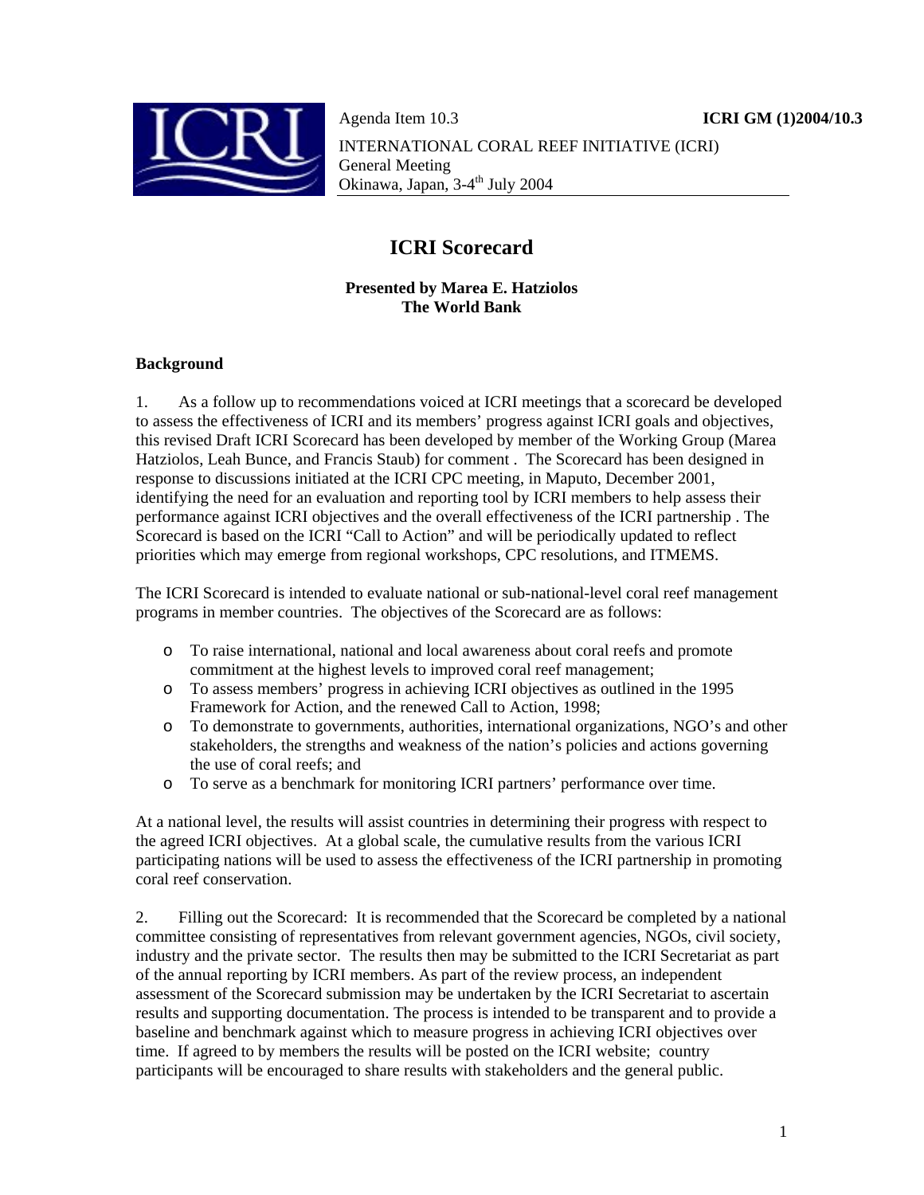Agenda Item 10.3 **ICRI GM (1)2004/10.3**

INTERNATIONAL CORAL REEF INITIATIVE (ICRI)
General Meeting
Okinawa, Japan, 3-4th July 2004

# ICRI Scorecard

**Presented by Marea E. Hatziolos**
**The World Bank**

**Background**

1. As a follow up to recommendations voiced at ICRI meetings that a scorecard be developed to assess the effectiveness of ICRI and its members' progress against ICRI goals and objectives, this revised Draft ICRI Scorecard has been developed by member of the Working Group (Marea Hatziolos, Leah Bunce, and Francis Staub) for comment . The Scorecard has been designed in response to discussions initiated at the ICRI CPC meeting, in Maputo, December 2001, identifying the need for an evaluation and reporting tool by ICRI members to help assess their performance against ICRI objectives and the overall effectiveness of the ICRI partnership . The Scorecard is based on the ICRI "Call to Action" and will be periodically updated to reflect priorities which may emerge from regional workshops, CPC resolutions, and ITMEMS.

The ICRI Scorecard is intended to evaluate national or sub-national-level coral reef management programs in member countries. The objectives of the Scorecard are as follows:

- To raise international, national and local awareness about coral reefs and promote commitment at the highest levels to improved coral reef management;
- To assess members' progress in achieving ICRI objectives as outlined in the 1995 Framework for Action, and the renewed Call to Action, 1998;
- To demonstrate to governments, authorities, international organizations, NGO's and other stakeholders, the strengths and weakness of the nation's policies and actions governing the use of coral reefs; and
- To serve as a benchmark for monitoring ICRI partners' performance over time.

At a national level, the results will assist countries in determining their progress with respect to the agreed ICRI objectives. At a global scale, the cumulative results from the various ICRI participating nations will be used to assess the effectiveness of the ICRI partnership in promoting coral reef conservation.

2. Filling out the Scorecard: It is recommended that the Scorecard be completed by a national committee consisting of representatives from relevant government agencies, NGOs, civil society, industry and the private sector. The results then may be submitted to the ICRI Secretariat as part of the annual reporting by ICRI members. As part of the review process, an independent assessment of the Scorecard submission may be undertaken by the ICRI Secretariat to ascertain results and supporting documentation. The process is intended to be transparent and to provide a baseline and benchmark against which to measure progress in achieving ICRI objectives over time. If agreed to by members the results will be posted on the ICRI website; country participants will be encouraged to share results with stakeholders and the general public.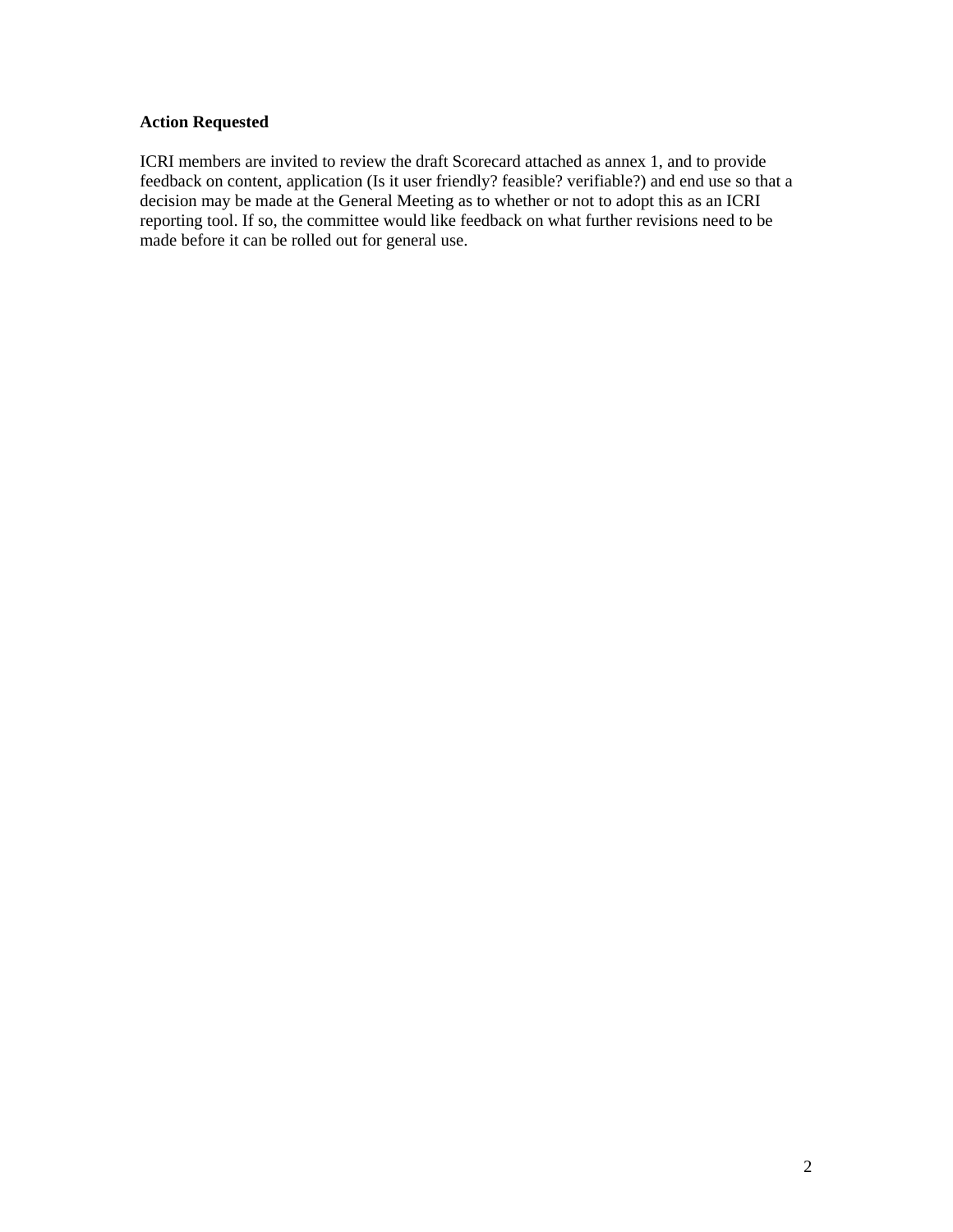**Action Requested**

ICRI members are invited to review the draft Scorecard attached as annex 1, and to provide feedback on content, application (Is it user friendly? feasible? verifiable?) and end use so that a decision may be made at the General Meeting as to whether or not to adopt this as an ICRI reporting tool. If so, the committee would like feedback on what further revisions need to be made before it can be rolled out for general use.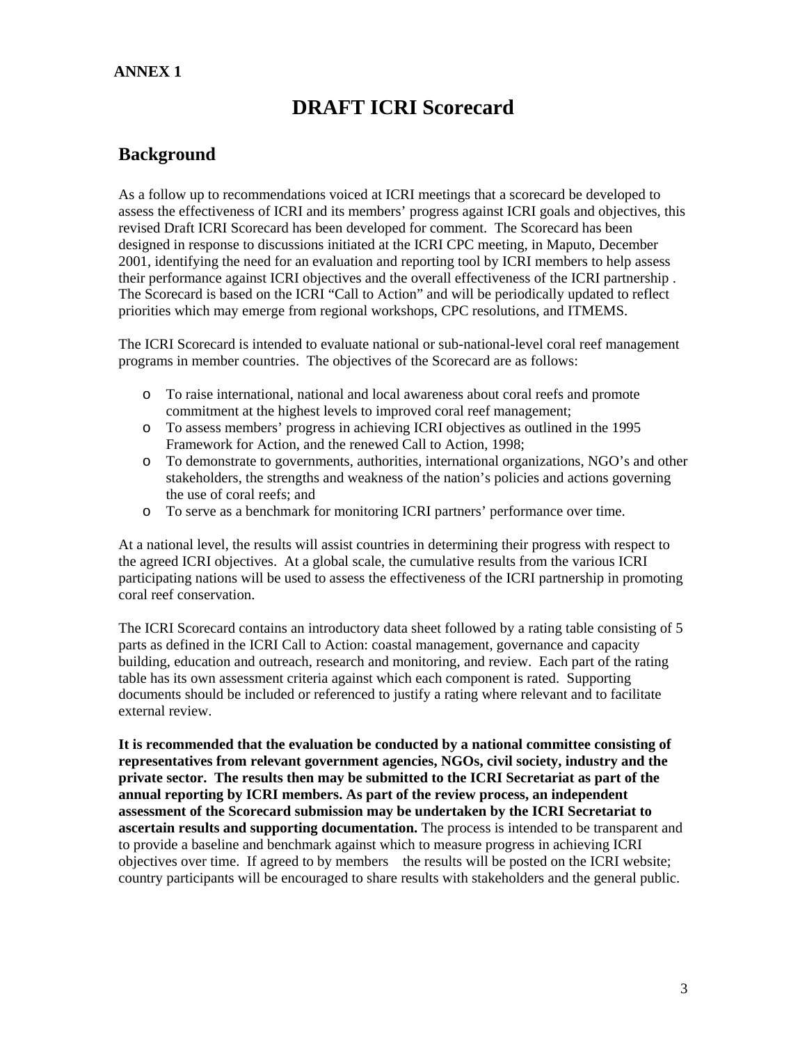**ANNEX 1**

# DRAFT ICRI Scorecard

## Background

As a follow up to recommendations voiced at ICRI meetings that a scorecard be developed to assess the effectiveness of ICRI and its members' progress against ICRI goals and objectives, this revised Draft ICRI Scorecard has been developed for comment. The Scorecard has been designed in response to discussions initiated at the ICRI CPC meeting, in Maputo, December 2001, identifying the need for an evaluation and reporting tool by ICRI members to help assess their performance against ICRI objectives and the overall effectiveness of the ICRI partnership . The Scorecard is based on the ICRI "Call to Action" and will be periodically updated to reflect priorities which may emerge from regional workshops, CPC resolutions, and ITMEMS.

The ICRI Scorecard is intended to evaluate national or sub-national-level coral reef management programs in member countries. The objectives of the Scorecard are as follows:

- To raise international, national and local awareness about coral reefs and promote commitment at the highest levels to improved coral reef management;
- To assess members' progress in achieving ICRI objectives as outlined in the 1995 Framework for Action, and the renewed Call to Action, 1998;
- To demonstrate to governments, authorities, international organizations, NGO's and other stakeholders, the strengths and weakness of the nation's policies and actions governing the use of coral reefs; and
- To serve as a benchmark for monitoring ICRI partners' performance over time.

At a national level, the results will assist countries in determining their progress with respect to the agreed ICRI objectives. At a global scale, the cumulative results from the various ICRI participating nations will be used to assess the effectiveness of the ICRI partnership in promoting coral reef conservation.

The ICRI Scorecard contains an introductory data sheet followed by a rating table consisting of 5 parts as defined in the ICRI Call to Action: coastal management, governance and capacity building, education and outreach, research and monitoring, and review. Each part of the rating table has its own assessment criteria against which each component is rated. Supporting documents should be included or referenced to justify a rating where relevant and to facilitate external review.

**It is recommended that the evaluation be conducted by a national committee consisting of representatives from relevant government agencies, NGOs, civil society, industry and the private sector. The results then may be submitted to the ICRI Secretariat as part of the annual reporting by ICRI members. As part of the review process, an independent assessment of the Scorecard submission may be undertaken by the ICRI Secretariat to ascertain results and supporting documentation.** The process is intended to be transparent and to provide a baseline and benchmark against which to measure progress in achieving ICRI objectives over time. If agreed to by members the results will be posted on the ICRI website; country participants will be encouraged to share results with stakeholders and the general public.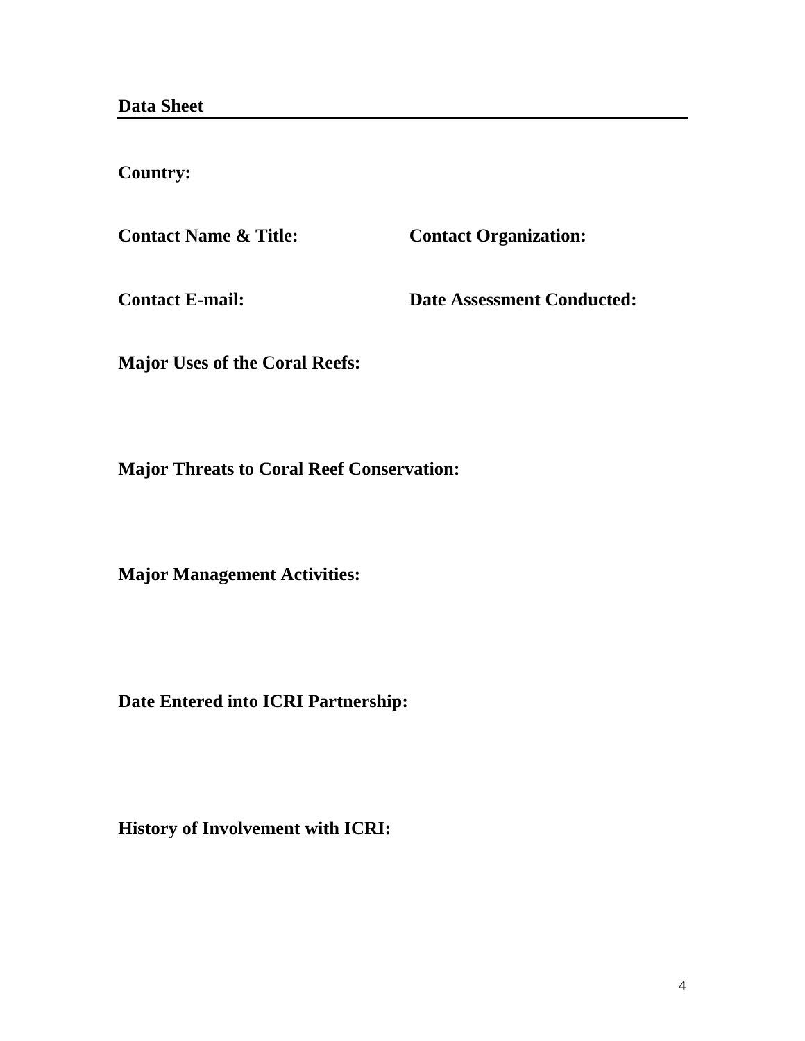## Data Sheet

**Country:**

**Contact Name & Title:** **Contact Organization:**

**Contact E-mail:** **Date Assessment Conducted:**

**Major Uses of the Coral Reefs:**

**Major Threats to Coral Reef Conservation:**

**Major Management Activities:**

**Date Entered into ICRI Partnership:**

**History of Involvement with ICRI:**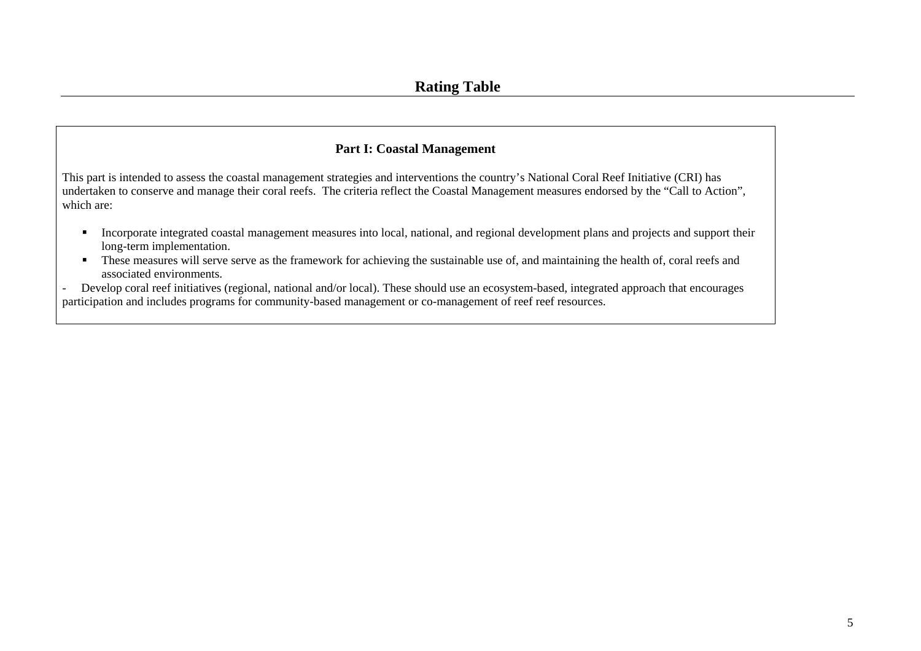# Rating Table

## Part I: Coastal Management

This part is intended to assess the coastal management strategies and interventions the country's National Coral Reef Initiative (CRI) has undertaken to conserve and manage their coral reefs. The criteria reflect the Coastal Management measures endorsed by the "Call to Action", which are:

- Incorporate integrated coastal management measures into local, national, and regional development plans and projects and support their long-term implementation.
- These measures will serve serve as the framework for achieving the sustainable use of, and maintaining the health of, coral reefs and associated environments.

- Develop coral reef initiatives (regional, national and/or local). These should use an ecosystem-based, integrated approach that encourages participation and includes programs for community-based management or co-management of reef reef resources.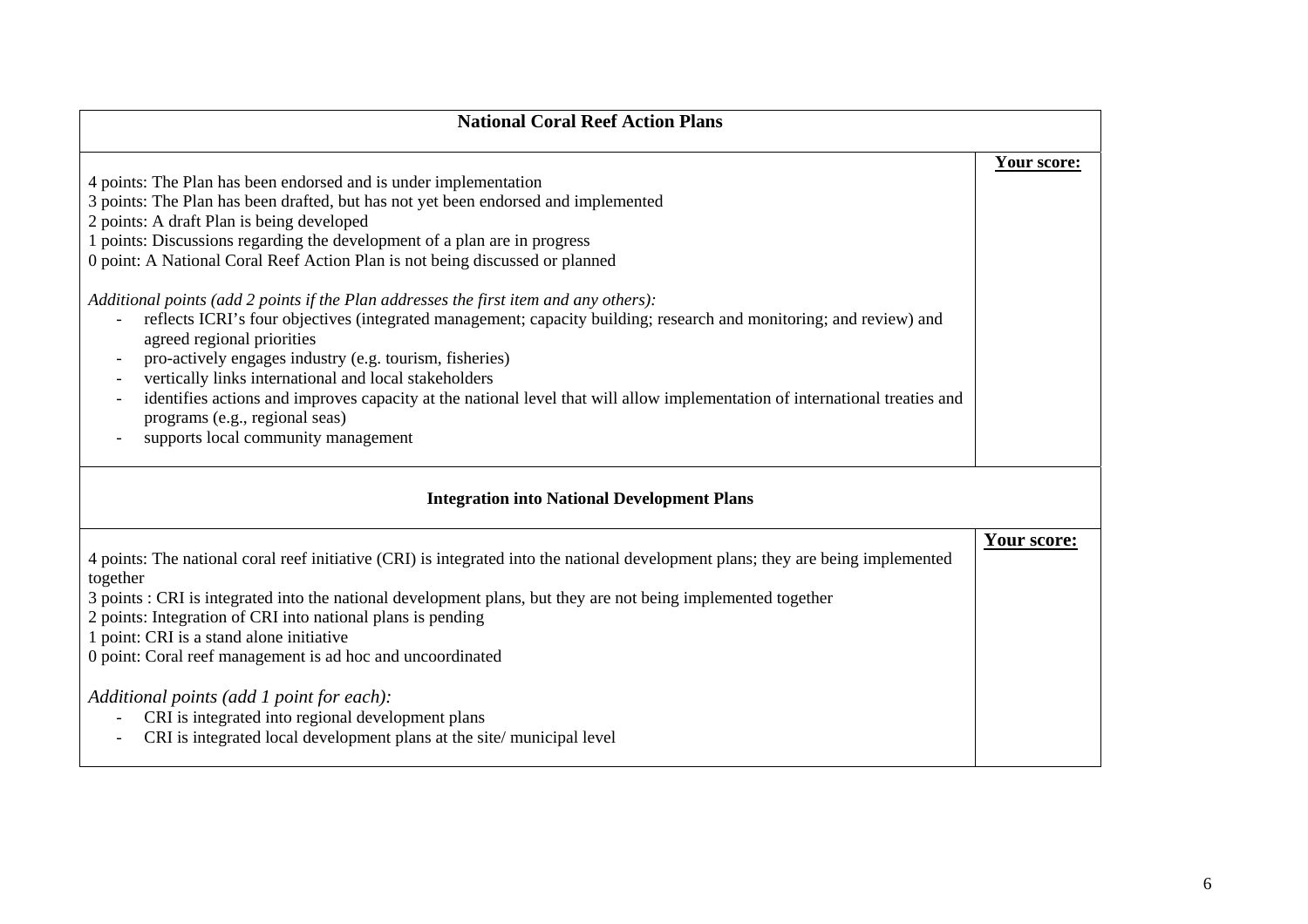| National Coral Reef Action Plans | |
|---|---|
| 4 points: The Plan has been endorsed and is under implementation<br>3 points: The Plan has been drafted, but has not yet been endorsed and implemented<br>2 points: A draft Plan is being developed<br>1 points: Discussions regarding the development of a plan are in progress<br>0 point: A National Coral Reef Action Plan is not being discussed or planned<br><br>*Additional points (add 2 points if the Plan addresses the first item and any others):*<br>- reflects ICRI's four objectives (integrated management; capacity building; research and monitoring; and review) and agreed regional priorities<br>- pro-actively engages industry (e.g. tourism, fisheries)<br>- vertically links international and local stakeholders<br>- identifies actions and improves capacity at the national level that will allow implementation of international treaties and programs (e.g., regional seas)<br>- supports local community management | **Your score:** |

| Integration into National Development Plans | |
|---|---|
| 4 points: The national coral reef initiative (CRI) is integrated into the national development plans; they are being implemented together<br>3 points : CRI is integrated into the national development plans, but they are not being implemented together<br>2 points: Integration of CRI into national plans is pending<br>1 point: CRI is a stand alone initiative<br>0 point: Coral reef management is ad hoc and uncoordinated<br><br>*Additional points (add 1 point for each):*<br>- CRI is integrated into regional development plans<br>- CRI is integrated local development plans at the site/ municipal level | **Your score:** |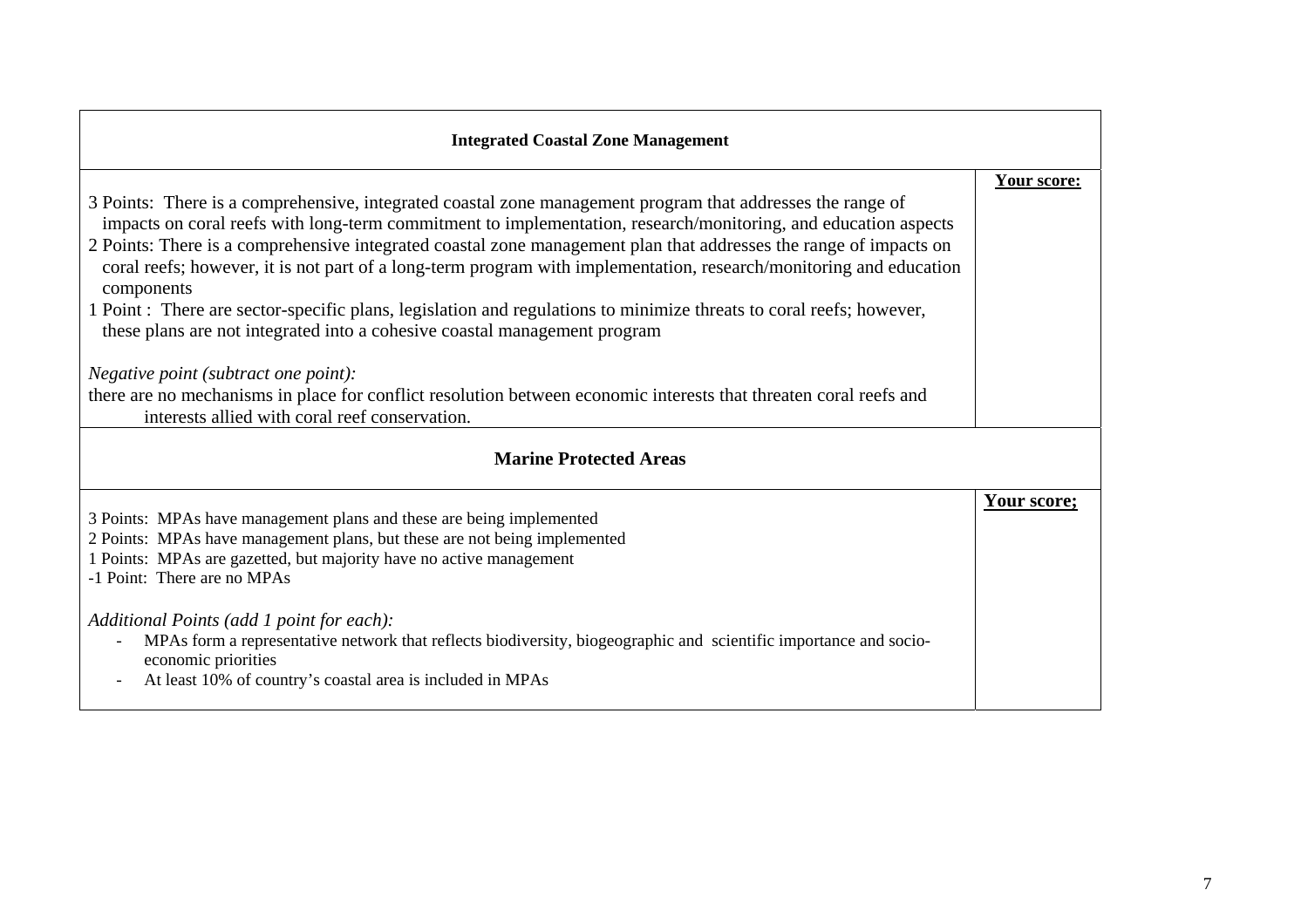| Integrated Coastal Zone Management | |
| --- | --- |
| 3 Points: There is a comprehensive, integrated coastal zone management program that addresses the range of impacts on coral reefs with long-term commitment to implementation, research/monitoring, and education aspects<br>2 Points: There is a comprehensive integrated coastal zone management plan that addresses the range of impacts on coral reefs; however, it is not part of a long-term program with implementation, research/monitoring and education components<br>1 Point : There are sector-specific plans, legislation and regulations to minimize threats to coral reefs; however, these plans are not integrated into a cohesive coastal management program<br><br>*Negative point (subtract one point):*<br>there are no mechanisms in place for conflict resolution between economic interests that threaten coral reefs and interests allied with coral reef conservation. | **Your score:** |

| Marine Protected Areas | |
| --- | --- |
| 3 Points: MPAs have management plans and these are being implemented<br>2 Points: MPAs have management plans, but these are not being implemented<br>1 Points: MPAs are gazetted, but majority have no active management<br>-1 Point: There are no MPAs<br><br>*Additional Points (add 1 point for each):*<br>- MPAs form a representative network that reflects biodiversity, biogeographic and scientific importance and socio-economic priorities<br>- At least 10% of country's coastal area is included in MPAs | **Your score;** |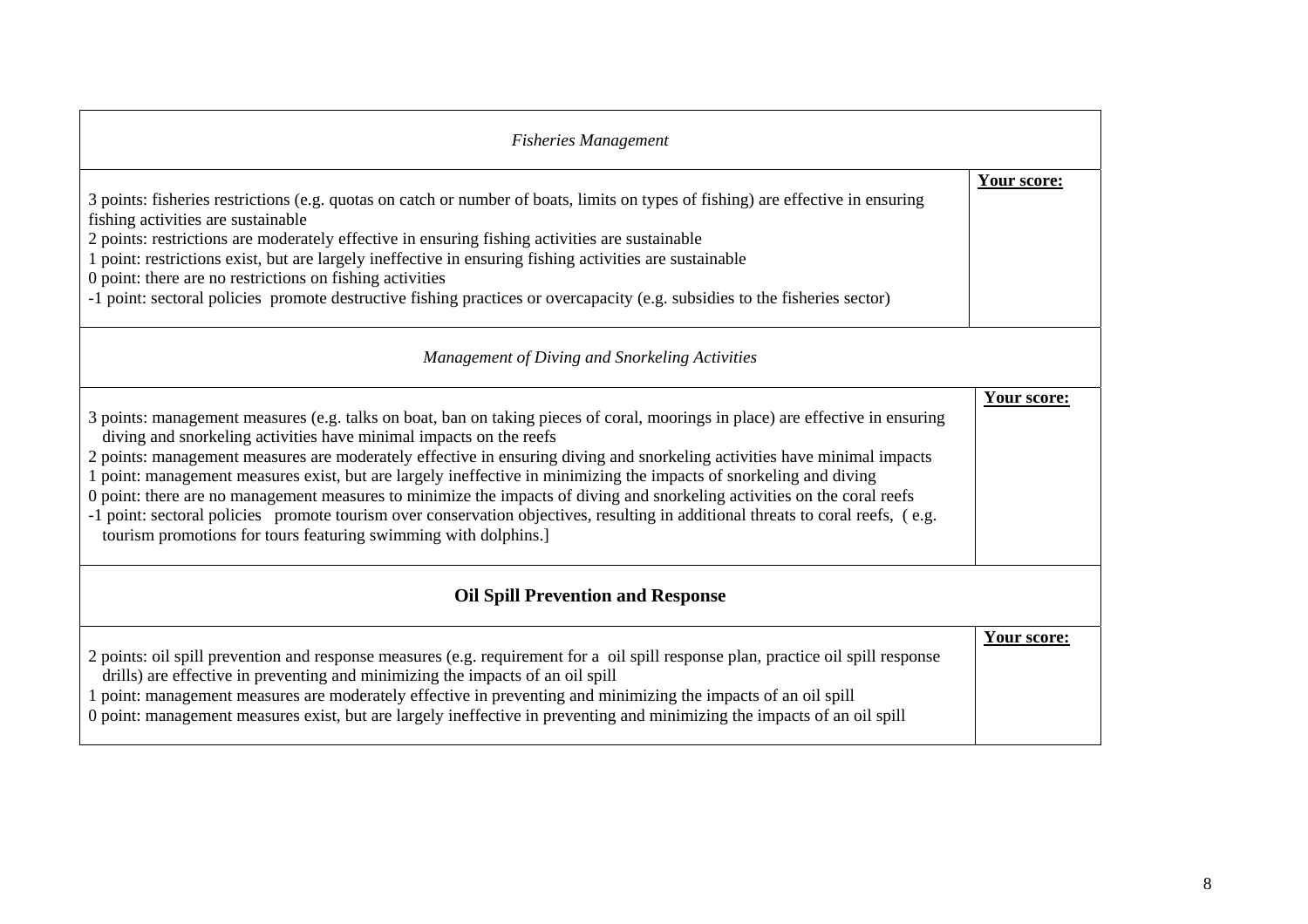| *Fisheries Management* | |
|---|---|
| 3 points: fisheries restrictions (e.g. quotas on catch or number of boats, limits on types of fishing) are effective in ensuring fishing activities are sustainable<br>2 points: restrictions are moderately effective in ensuring fishing activities are sustainable<br>1 point: restrictions exist, but are largely ineffective in ensuring fishing activities are sustainable<br>0 point: there are no restrictions on fishing activities<br>-1 point: sectoral policies promote destructive fishing practices or overcapacity (e.g. subsidies to the fisheries sector) | **Your score:** |
| *Management of Diving and Snorkeling Activities* | |
| 3 points: management measures (e.g. talks on boat, ban on taking pieces of coral, moorings in place) are effective in ensuring diving and snorkeling activities have minimal impacts on the reefs<br>2 points: management measures are moderately effective in ensuring diving and snorkeling activities have minimal impacts<br>1 point: management measures exist, but are largely ineffective in minimizing the impacts of snorkeling and diving<br>0 point: there are no management measures to minimize the impacts of diving and snorkeling activities on the coral reefs<br>-1 point: sectoral policies promote tourism over conservation objectives, resulting in additional threats to coral reefs, ( e.g. tourism promotions for tours featuring swimming with dolphins.] | **Your score:** |
| **Oil Spill Prevention and Response** | |
| 2 points: oil spill prevention and response measures (e.g. requirement for a oil spill response plan, practice oil spill response drills) are effective in preventing and minimizing the impacts of an oil spill<br>1 point: management measures are moderately effective in preventing and minimizing the impacts of an oil spill<br>0 point: management measures exist, but are largely ineffective in preventing and minimizing the impacts of an oil spill | **Your score:** |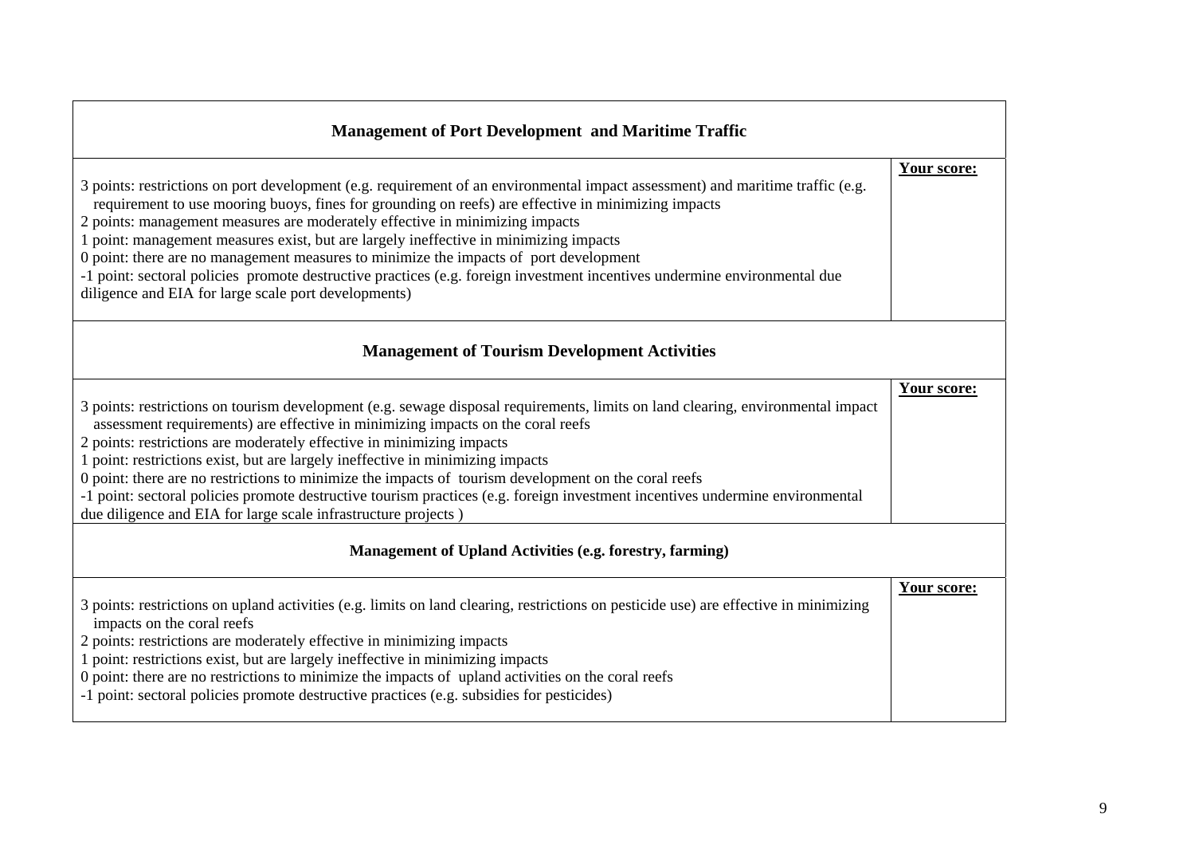| Management of Port Development and Maritime Traffic | |
|---|---|
| 3 points: restrictions on port development (e.g. requirement of an environmental impact assessment) and maritime traffic (e.g. requirement to use mooring buoys, fines for grounding on reefs) are effective in minimizing impacts<br>2 points: management measures are moderately effective in minimizing impacts<br>1 point: management measures exist, but are largely ineffective in minimizing impacts<br>0 point: there are no management measures to minimize the impacts of port development<br>-1 point: sectoral policies promote destructive practices (e.g. foreign investment incentives undermine environmental due diligence and EIA for large scale port developments) | **Your score:** |

| Management of Tourism Development Activities | |
|---|---|
| 3 points: restrictions on tourism development (e.g. sewage disposal requirements, limits on land clearing, environmental impact assessment requirements) are effective in minimizing impacts on the coral reefs<br>2 points: restrictions are moderately effective in minimizing impacts<br>1 point: restrictions exist, but are largely ineffective in minimizing impacts<br>0 point: there are no restrictions to minimize the impacts of tourism development on the coral reefs<br>-1 point: sectoral policies promote destructive tourism practices (e.g. foreign investment incentives undermine environmental due diligence and EIA for large scale infrastructure projects ) | **Your score:** |

| Management of Upland Activities (e.g. forestry, farming) | |
|---|---|
| 3 points: restrictions on upland activities (e.g. limits on land clearing, restrictions on pesticide use) are effective in minimizing impacts on the coral reefs<br>2 points: restrictions are moderately effective in minimizing impacts<br>1 point: restrictions exist, but are largely ineffective in minimizing impacts<br>0 point: there are no restrictions to minimize the impacts of upland activities on the coral reefs<br>-1 point: sectoral policies promote destructive practices (e.g. subsidies for pesticides) | **Your score:** |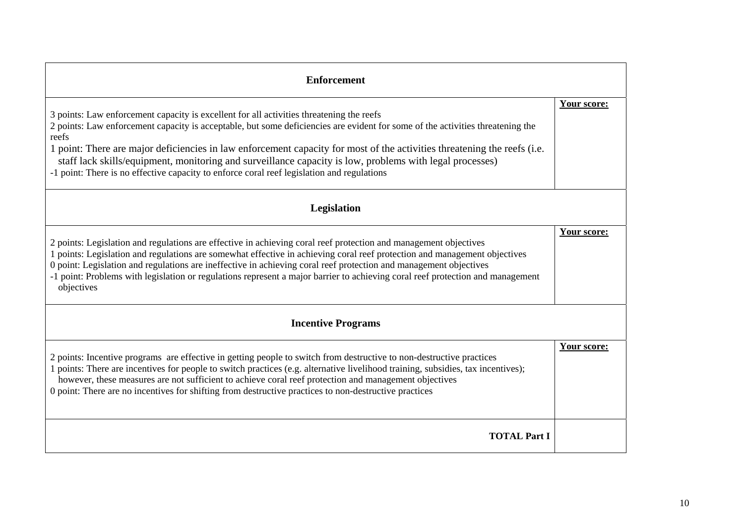| Enforcement | |
|---|---|
| 3 points: Law enforcement capacity is excellent for all activities threatening the reefs<br>2 points: Law enforcement capacity is acceptable, but some deficiencies are evident for some of the activities threatening the reefs<br>1 point: There are major deficiencies in law enforcement capacity for most of the activities threatening the reefs (i.e. staff lack skills/equipment, monitoring and surveillance capacity is low, problems with legal processes)<br>-1 point: There is no effective capacity to enforce coral reef legislation and regulations | **Your score:** |
| **Legislation** | |
| 2 points: Legislation and regulations are effective in achieving coral reef protection and management objectives<br>1 points: Legislation and regulations are somewhat effective in achieving coral reef protection and management objectives<br>0 point: Legislation and regulations are ineffective in achieving coral reef protection and management objectives<br>-1 point: Problems with legislation or regulations represent a major barrier to achieving coral reef protection and management objectives | **Your score:** |
| **Incentive Programs** | |
| 2 points: Incentive programs are effective in getting people to switch from destructive to non-destructive practices<br>1 points: There are incentives for people to switch practices (e.g. alternative livelihood training, subsidies, tax incentives); however, these measures are not sufficient to achieve coral reef protection and management objectives<br>0 point: There are no incentives for shifting from destructive practices to non-destructive practices | **Your score:** |
| **TOTAL Part I** | |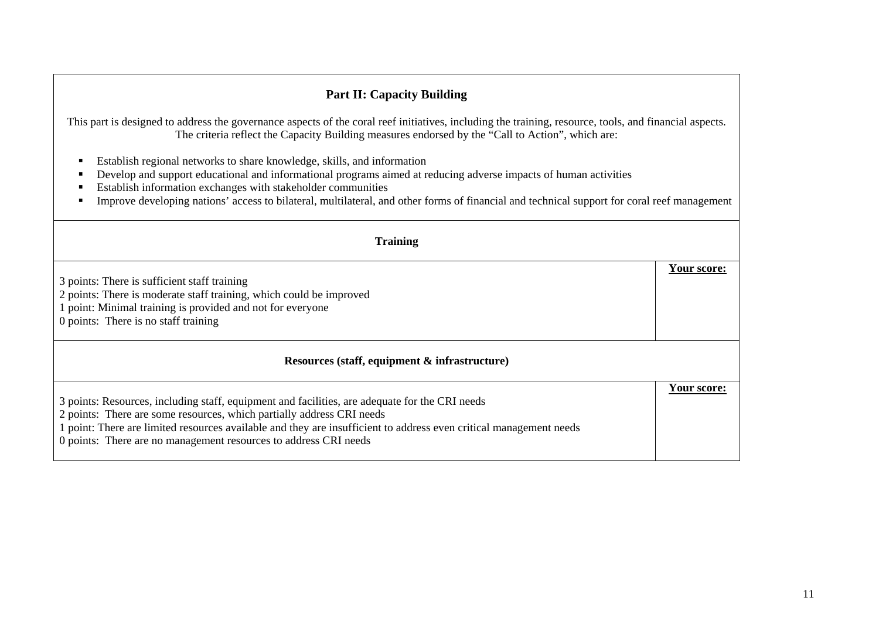## Part II: Capacity Building

This part is designed to address the governance aspects of the coral reef initiatives, including the training, resource, tools, and financial aspects. The criteria reflect the Capacity Building measures endorsed by the "Call to Action", which are:

- Establish regional networks to share knowledge, skills, and information
- Develop and support educational and informational programs aimed at reducing adverse impacts of human activities
- Establish information exchanges with stakeholder communities
- Improve developing nations' access to bilateral, multilateral, and other forms of financial and technical support for coral reef management

### Training

| Criteria | **Your score:** |
|---|---|
| 3 points: There is sufficient staff training<br>2 points: There is moderate staff training, which could be improved<br>1 point: Minimal training is provided and not for everyone<br>0 points: There is no staff training | |

### Resources (staff, equipment & infrastructure)

| Criteria | **Your score:** |
|---|---|
| 3 points: Resources, including staff, equipment and facilities, are adequate for the CRI needs<br>2 points: There are some resources, which partially address CRI needs<br>1 point: There are limited resources available and they are insufficient to address even critical management needs<br>0 points: There are no management resources to address CRI needs | |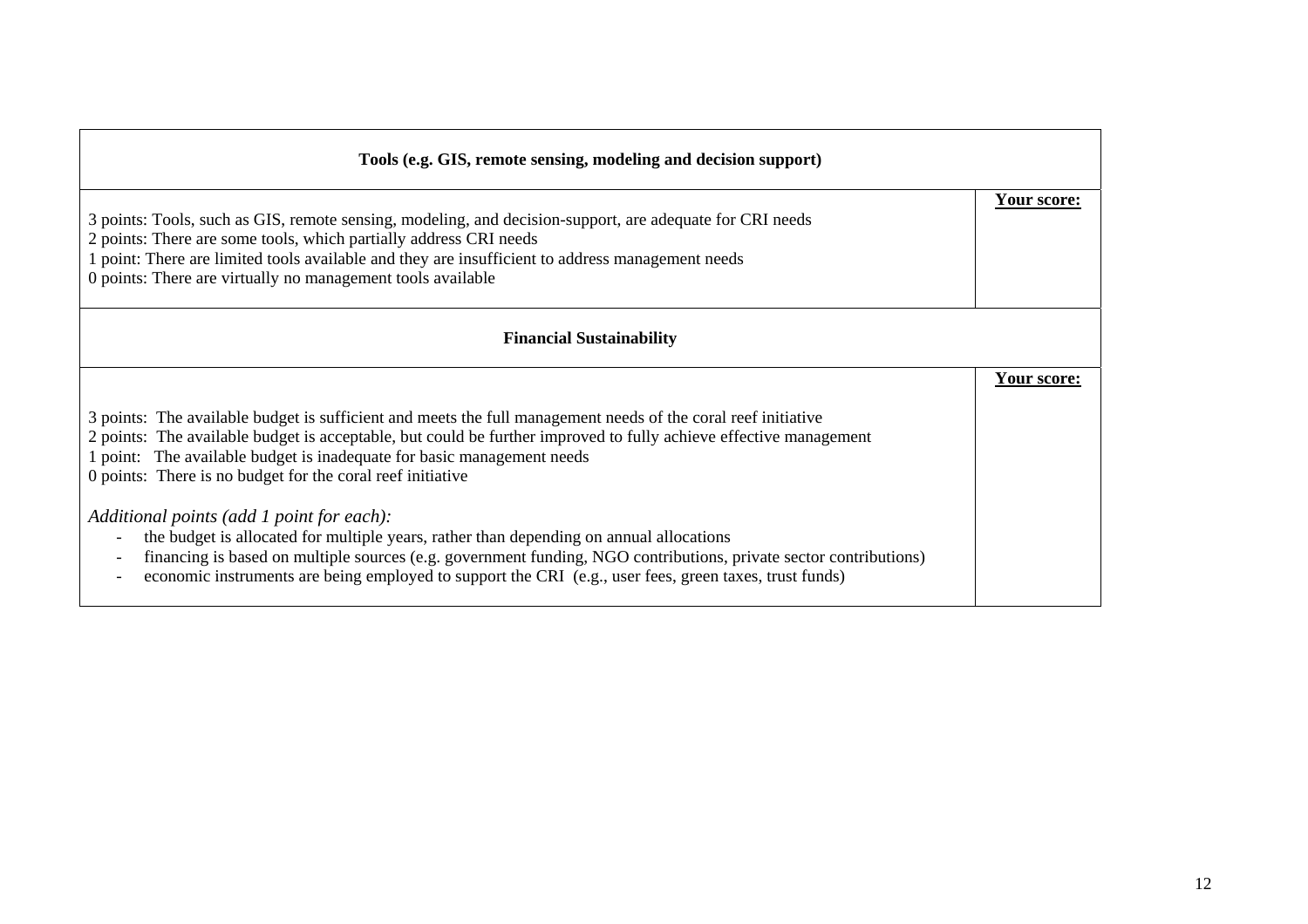| Tools (e.g. GIS, remote sensing, modeling and decision support) | |
|---|---|
| 3 points: Tools, such as GIS, remote sensing, modeling, and decision-support, are adequate for CRI needs<br>2 points: There are some tools, which partially address CRI needs<br>1 point: There are limited tools available and they are insufficient to address management needs<br>0 points: There are virtually no management tools available | **Your score:** |

| Financial Sustainability | |
|---|---|
| 3 points: The available budget is sufficient and meets the full management needs of the coral reef initiative<br>2 points: The available budget is acceptable, but could be further improved to fully achieve effective management<br>1 point: The available budget is inadequate for basic management needs<br>0 points: There is no budget for the coral reef initiative<br><br>*Additional points (add 1 point for each):*<br>- the budget is allocated for multiple years, rather than depending on annual allocations<br>- financing is based on multiple sources (e.g. government funding, NGO contributions, private sector contributions)<br>- economic instruments are being employed to support the CRI (e.g., user fees, green taxes, trust funds) | **Your score:** |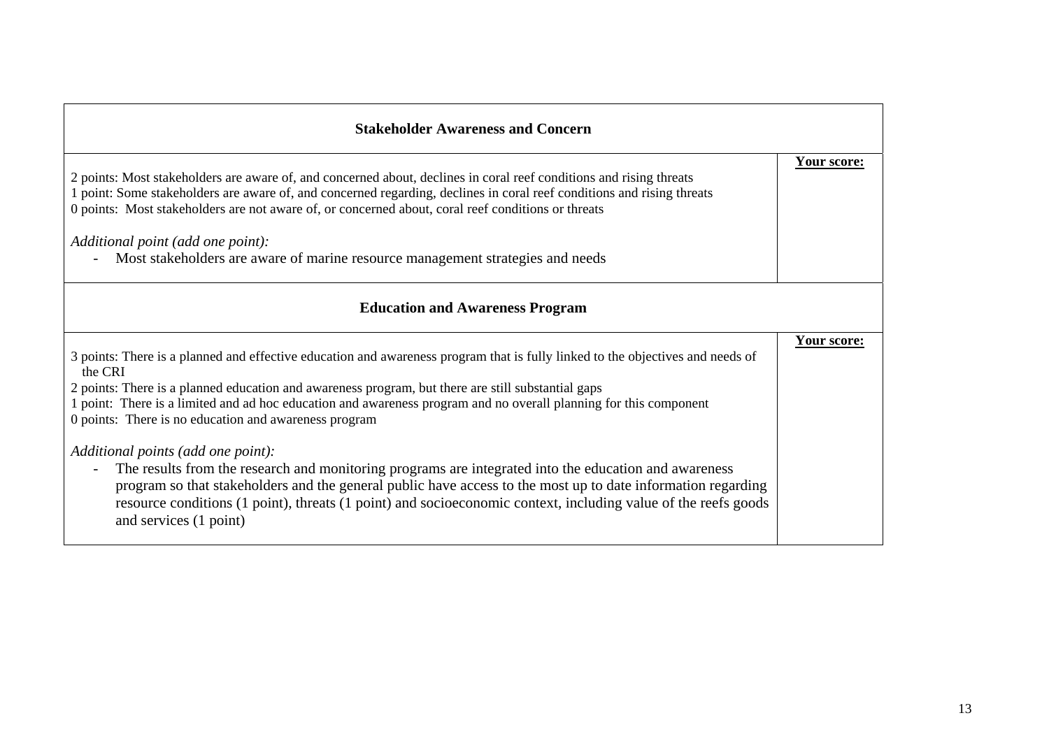| Stakeholder Awareness and Concern | |
|---|---|
| 2 points: Most stakeholders are aware of, and concerned about, declines in coral reef conditions and rising threats<br>1 point: Some stakeholders are aware of, and concerned regarding, declines in coral reef conditions and rising threats<br>0 points: Most stakeholders are not aware of, or concerned about, coral reef conditions or threats<br><br>*Additional point (add one point):*<br>- Most stakeholders are aware of marine resource management strategies and needs | **Your score:** |

| Education and Awareness Program | |
|---|---|
| 3 points: There is a planned and effective education and awareness program that is fully linked to the objectives and needs of the CRI<br>2 points: There is a planned education and awareness program, but there are still substantial gaps<br>1 point: There is a limited and ad hoc education and awareness program and no overall planning for this component<br>0 points: There is no education and awareness program<br><br>*Additional points (add one point):*<br>- The results from the research and monitoring programs are integrated into the education and awareness program so that stakeholders and the general public have access to the most up to date information regarding resource conditions (1 point), threats (1 point) and socioeconomic context, including value of the reefs goods and services (1 point) | **Your score:** |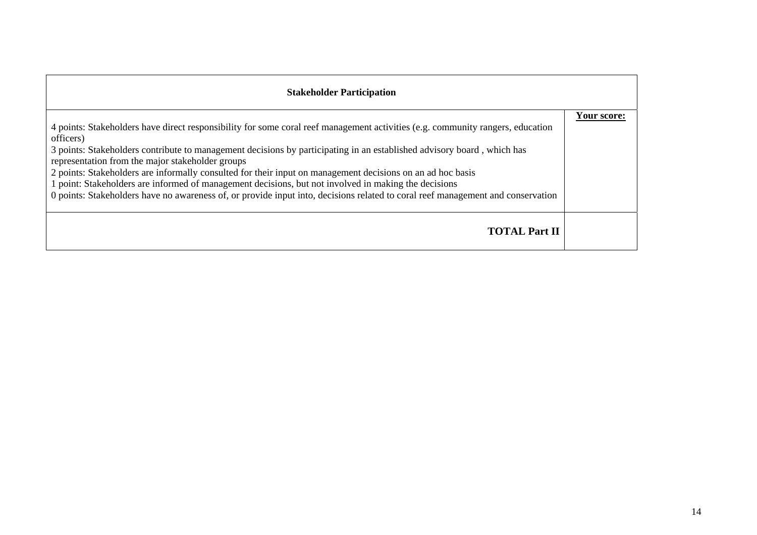| **Stakeholder Participation** | |
|---|---|
| 4 points: Stakeholders have direct responsibility for some coral reef management activities (e.g. community rangers, education officers)<br>3 points: Stakeholders contribute to management decisions by participating in an established advisory board , which has representation from the major stakeholder groups<br>2 points: Stakeholders are informally consulted for their input on management decisions on an ad hoc basis<br>1 point: Stakeholders are informed of management decisions, but not involved in making the decisions<br>0 points: Stakeholders have no awareness of, or provide input into, decisions related to coral reef management and conservation | **Your score:** |
| **TOTAL Part II** | |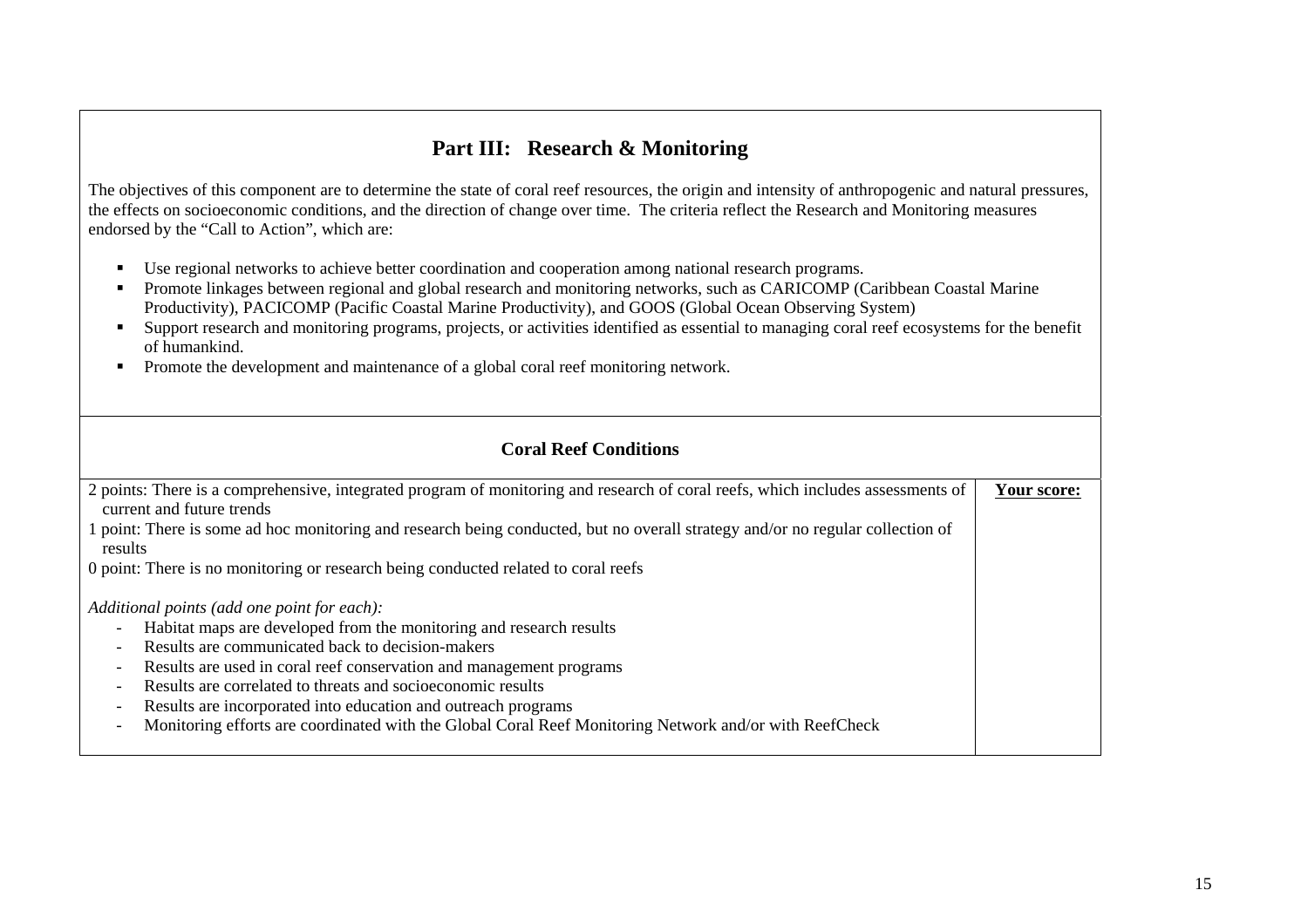## Part III: Research & Monitoring

The objectives of this component are to determine the state of coral reef resources, the origin and intensity of anthropogenic and natural pressures, the effects on socioeconomic conditions, and the direction of change over time. The criteria reflect the Research and Monitoring measures endorsed by the "Call to Action", which are:

- Use regional networks to achieve better coordination and cooperation among national research programs.
- Promote linkages between regional and global research and monitoring networks, such as CARICOMP (Caribbean Coastal Marine Productivity), PACICOMP (Pacific Coastal Marine Productivity), and GOOS (Global Ocean Observing System)
- Support research and monitoring programs, projects, or activities identified as essential to managing coral reef ecosystems for the benefit of humankind.
- Promote the development and maintenance of a global coral reef monitoring network.

### Coral Reef Conditions

| | |
|---|---|
| 2 points: There is a comprehensive, integrated program of monitoring and research of coral reefs, which includes assessments of current and future trends<br>1 point: There is some ad hoc monitoring and research being conducted, but no overall strategy and/or no regular collection of results<br>0 point: There is no monitoring or research being conducted related to coral reefs<br><br>*Additional points (add one point for each):*<br>- Habitat maps are developed from the monitoring and research results<br>- Results are communicated back to decision-makers<br>- Results are used in coral reef conservation and management programs<br>- Results are correlated to threats and socioeconomic results<br>- Results are incorporated into education and outreach programs<br>- Monitoring efforts are coordinated with the Global Coral Reef Monitoring Network and/or with ReefCheck | **Your score:** |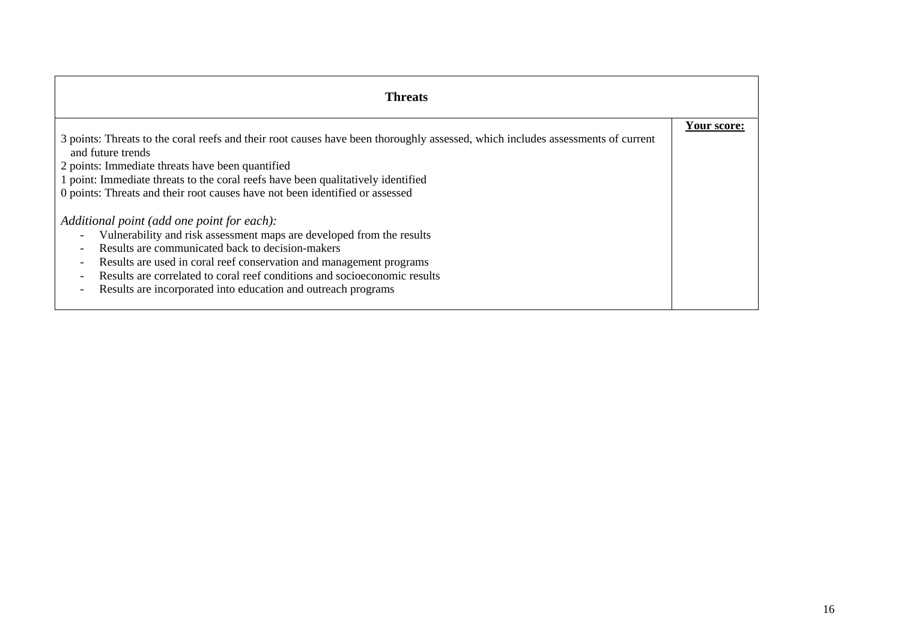| **Threats** | |
|---|---|
| 3 points: Threats to the coral reefs and their root causes have been thoroughly assessed, which includes assessments of current and future trends<br>2 points: Immediate threats have been quantified<br>1 point: Immediate threats to the coral reefs have been qualitatively identified<br>0 points: Threats and their root causes have not been identified or assessed<br><br>*Additional point (add one point for each):*<br>- Vulnerability and risk assessment maps are developed from the results<br>- Results are communicated back to decision-makers<br>- Results are used in coral reef conservation and management programs<br>- Results are correlated to coral reef conditions and socioeconomic results<br>- Results are incorporated into education and outreach programs | **<u>Your score:</u>** |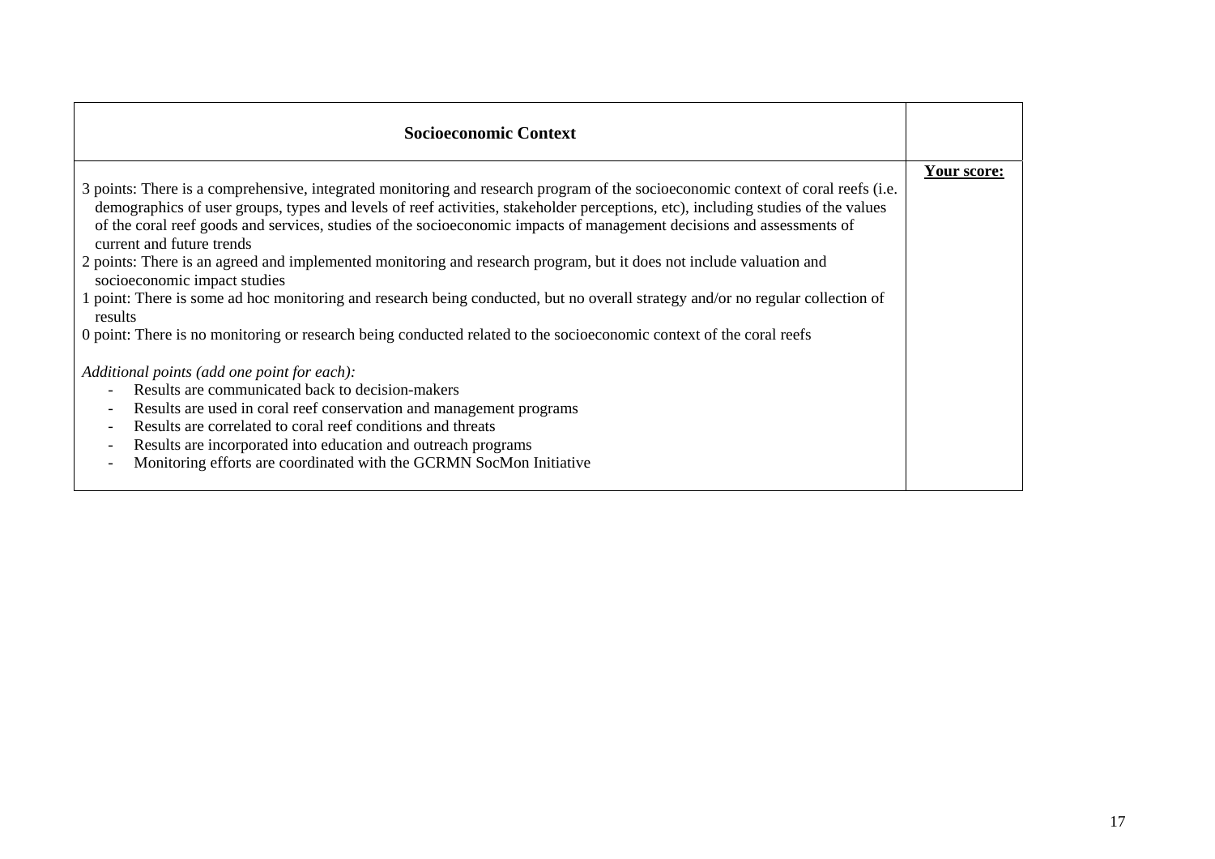| Socioeconomic Context | |
|---|---|
| 3 points: There is a comprehensive, integrated monitoring and research program of the socioeconomic context of coral reefs (i.e. demographics of user groups, types and levels of reef activities, stakeholder perceptions, etc), including studies of the values of the coral reef goods and services, studies of the socioeconomic impacts of management decisions and assessments of current and future trends<br>2 points: There is an agreed and implemented monitoring and research program, but it does not include valuation and socioeconomic impact studies<br>1 point: There is some ad hoc monitoring and research being conducted, but no overall strategy and/or no regular collection of results<br>0 point: There is no monitoring or research being conducted related to the socioeconomic context of the coral reefs<br><br>*Additional points (add one point for each):*<br>- Results are communicated back to decision-makers<br>- Results are used in coral reef conservation and management programs<br>- Results are correlated to coral reef conditions and threats<br>- Results are incorporated into education and outreach programs<br>- Monitoring efforts are coordinated with the GCRMN SocMon Initiative | **Your score:** |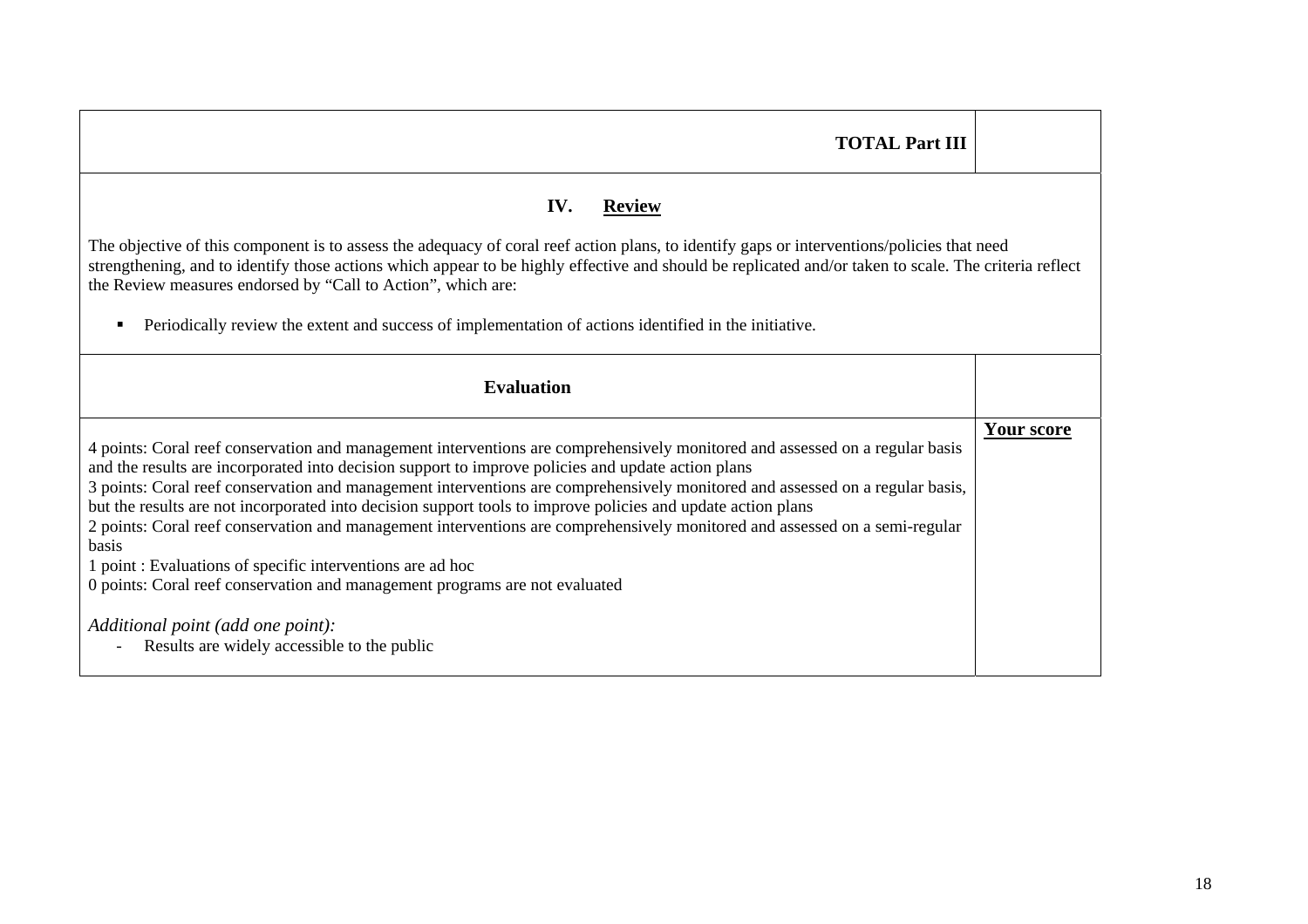| **TOTAL Part III** | |
|---|---|

## IV. Review

The objective of this component is to assess the adequacy of coral reef action plans, to identify gaps or interventions/policies that need strengthening, and to identify those actions which appear to be highly effective and should be replicated and/or taken to scale. The criteria reflect the Review measures endorsed by "Call to Action", which are:

- Periodically review the extent and success of implementation of actions identified in the initiative.

| **Evaluation** | |
|---|---|
| 4 points: Coral reef conservation and management interventions are comprehensively monitored and assessed on a regular basis and the results are incorporated into decision support to improve policies and update action plans<br>3 points: Coral reef conservation and management interventions are comprehensively monitored and assessed on a regular basis, but the results are not incorporated into decision support tools to improve policies and update action plans<br>2 points: Coral reef conservation and management interventions are comprehensively monitored and assessed on a semi-regular basis<br>1 point : Evaluations of specific interventions are ad hoc<br>0 points: Coral reef conservation and management programs are not evaluated<br><br>*Additional point (add one point):*<br>- Results are widely accessible to the public | **Your score** |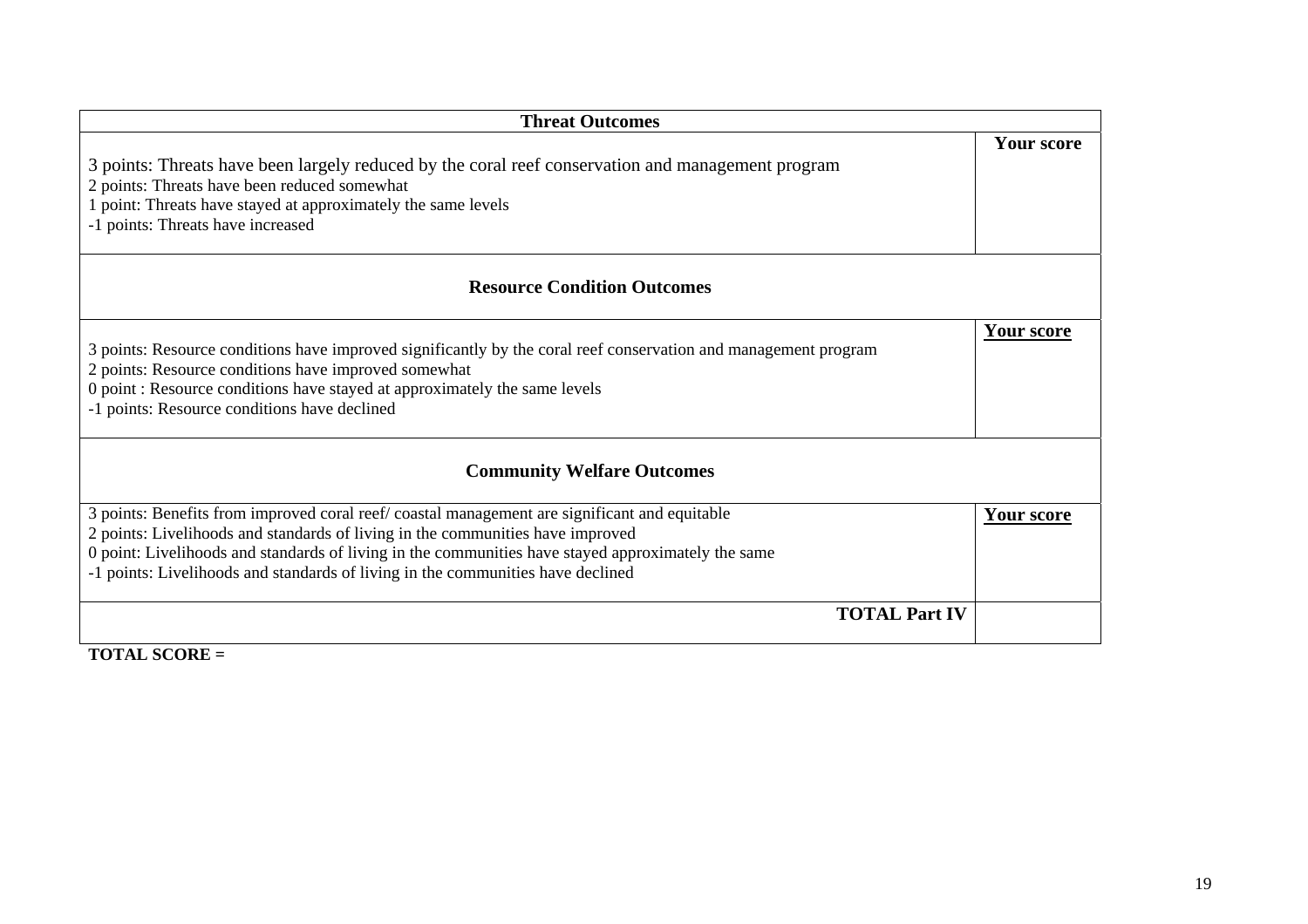| **Threat Outcomes** | |
|---|---|
| 3 points: Threats have been largely reduced by the coral reef conservation and management program<br>2 points: Threats have been reduced somewhat<br>1 point: Threats have stayed at approximately the same levels<br>-1 points: Threats have increased | **Your score** |
| **Resource Condition Outcomes** | |
| 3 points: Resource conditions have improved significantly by the coral reef conservation and management program<br>2 points: Resource conditions have improved somewhat<br>0 point : Resource conditions have stayed at approximately the same levels<br>-1 points: Resource conditions have declined | **Your score** |
| **Community Welfare Outcomes** | |
| 3 points: Benefits from improved coral reef/ coastal management are significant and equitable<br>2 points: Livelihoods and standards of living in the communities have improved<br>0 point: Livelihoods and standards of living in the communities have stayed approximately the same<br>-1 points: Livelihoods and standards of living in the communities have declined | **Your score** |
| **TOTAL Part IV** | |

**TOTAL SCORE =**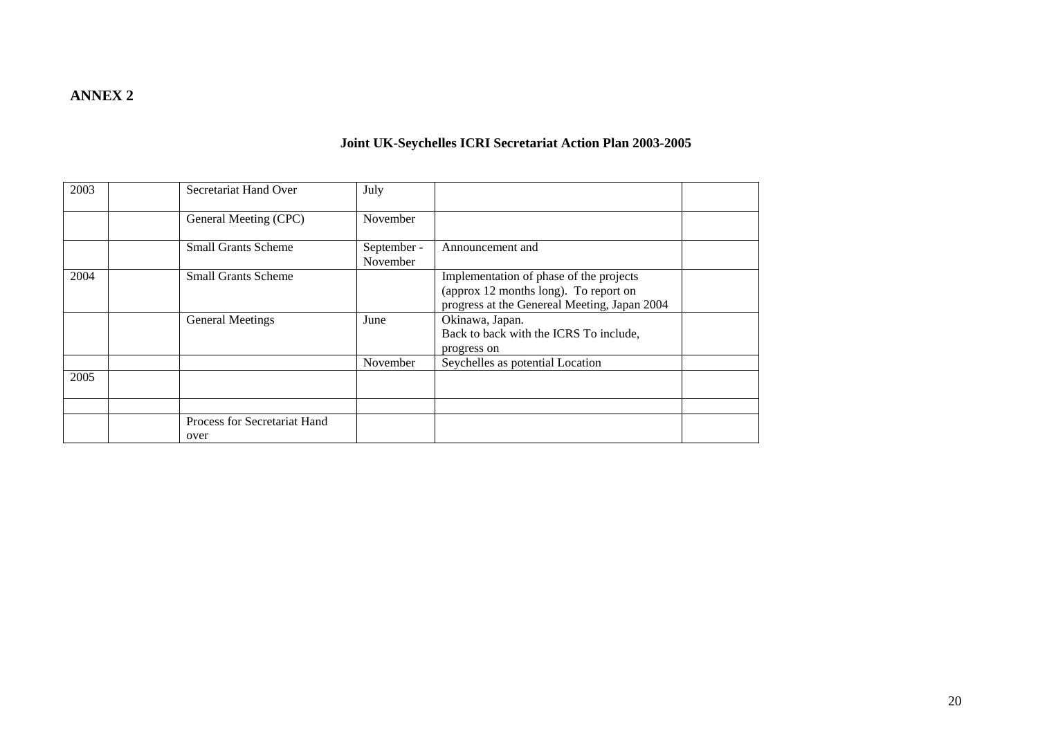**ANNEX 2**

**Joint UK-Seychelles ICRI Secretariat Action Plan 2003-2005**

| | | | | | |
|---|---|---|---|---|---|
| 2003 | | Secretariat Hand Over | July | | |
| | | General Meeting (CPC) | November | | |
| | | Small Grants Scheme | September - November | Announcement and | |
| 2004 | | Small Grants Scheme | | Implementation of phase of the projects (approx 12 months long). To report on progress at the Genereal Meeting, Japan 2004 | |
| | | General Meetings | June | Okinawa, Japan. Back to back with the ICRS To include, progress on | |
| | | | November | Seychelles as potential Location | |
| 2005 | | | | | |
| | | | | | |
| | | Process for Secretariat Hand over | | | |